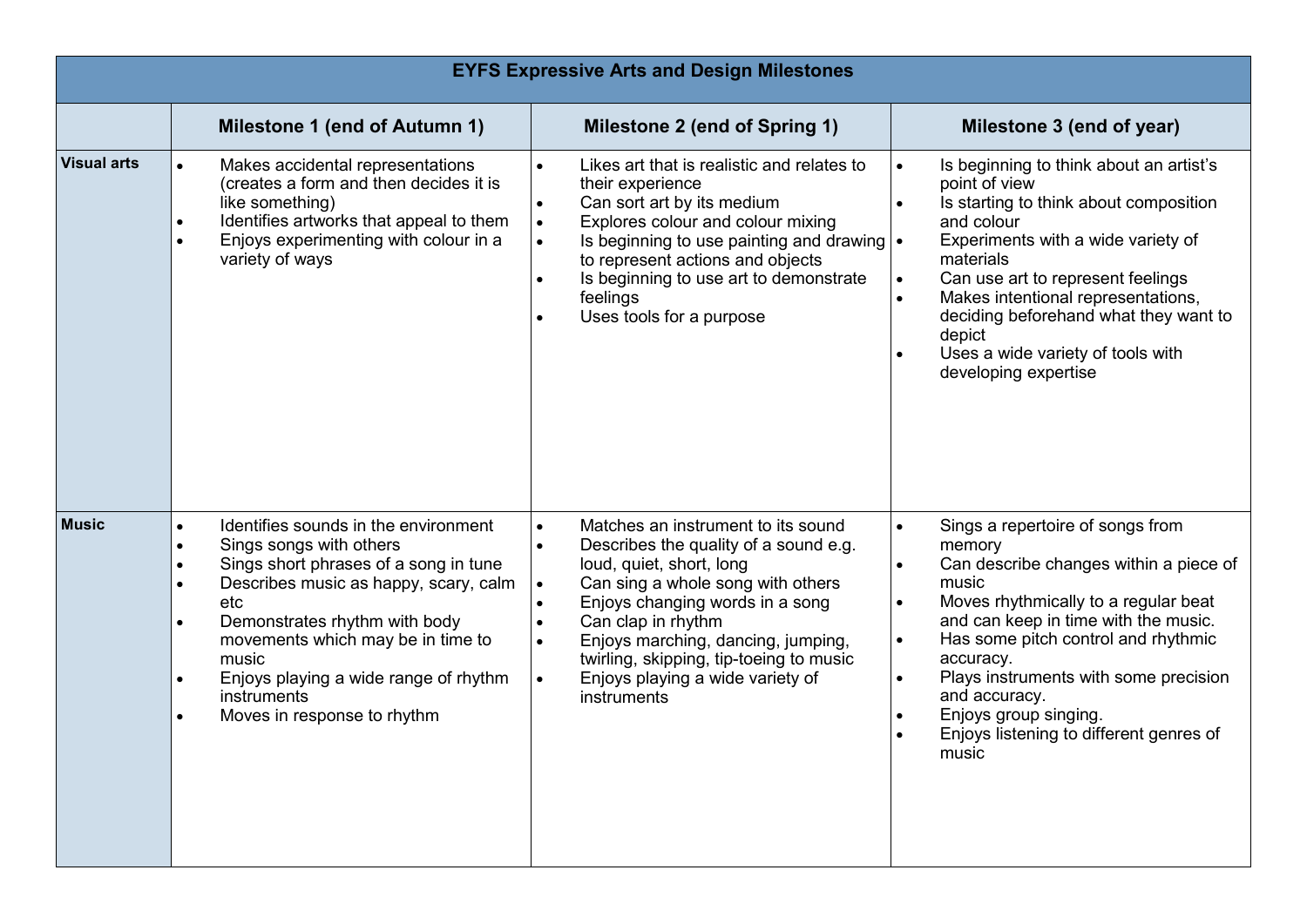| EYFS Expressive Arts and Design Milestones | | | |
|---|---|---|---|
| | **Milestone 1 (end of Autumn 1)** | **Milestone 2 (end of Spring 1)** | **Milestone 3 (end of year)** |
| **Visual arts** | • Makes accidental representations (creates a form and then decides it is like something)<br>• Identifies artworks that appeal to them<br>• Enjoys experimenting with colour in a variety of ways | • Likes art that is realistic and relates to their experience<br>• Can sort art by its medium<br>• Explores colour and colour mixing<br>• Is beginning to use painting and drawing to represent actions and objects<br>• Is beginning to use art to demonstrate feelings<br>• Uses tools for a purpose | • Is beginning to think about an artist's point of view<br>• Is starting to think about composition and colour<br>• Experiments with a wide variety of materials<br>• Can use art to represent feelings<br>• Makes intentional representations, deciding beforehand what they want to depict<br>• Uses a wide variety of tools with developing expertise |
| **Music** | • Identifies sounds in the environment<br>• Sings songs with others<br>• Sings short phrases of a song in tune<br>• Describes music as happy, scary, calm etc<br>• Demonstrates rhythm with body movements which may be in time to music<br>• Enjoys playing a wide range of rhythm instruments<br>• Moves in response to rhythm | • Matches an instrument to its sound<br>• Describes the quality of a sound e.g. loud, quiet, short, long<br>• Can sing a whole song with others<br>• Enjoys changing words in a song<br>• Can clap in rhythm<br>• Enjoys marching, dancing, jumping, twirling, skipping, tip-toeing to music<br>• Enjoys playing a wide variety of instruments | • Sings a repertoire of songs from memory<br>• Can describe changes within a piece of music<br>• Moves rhythmically to a regular beat and can keep in time with the music.<br>• Has some pitch control and rhythmic accuracy.<br>• Plays instruments with some precision and accuracy.<br>• Enjoys group singing.<br>• Enjoys listening to different genres of music |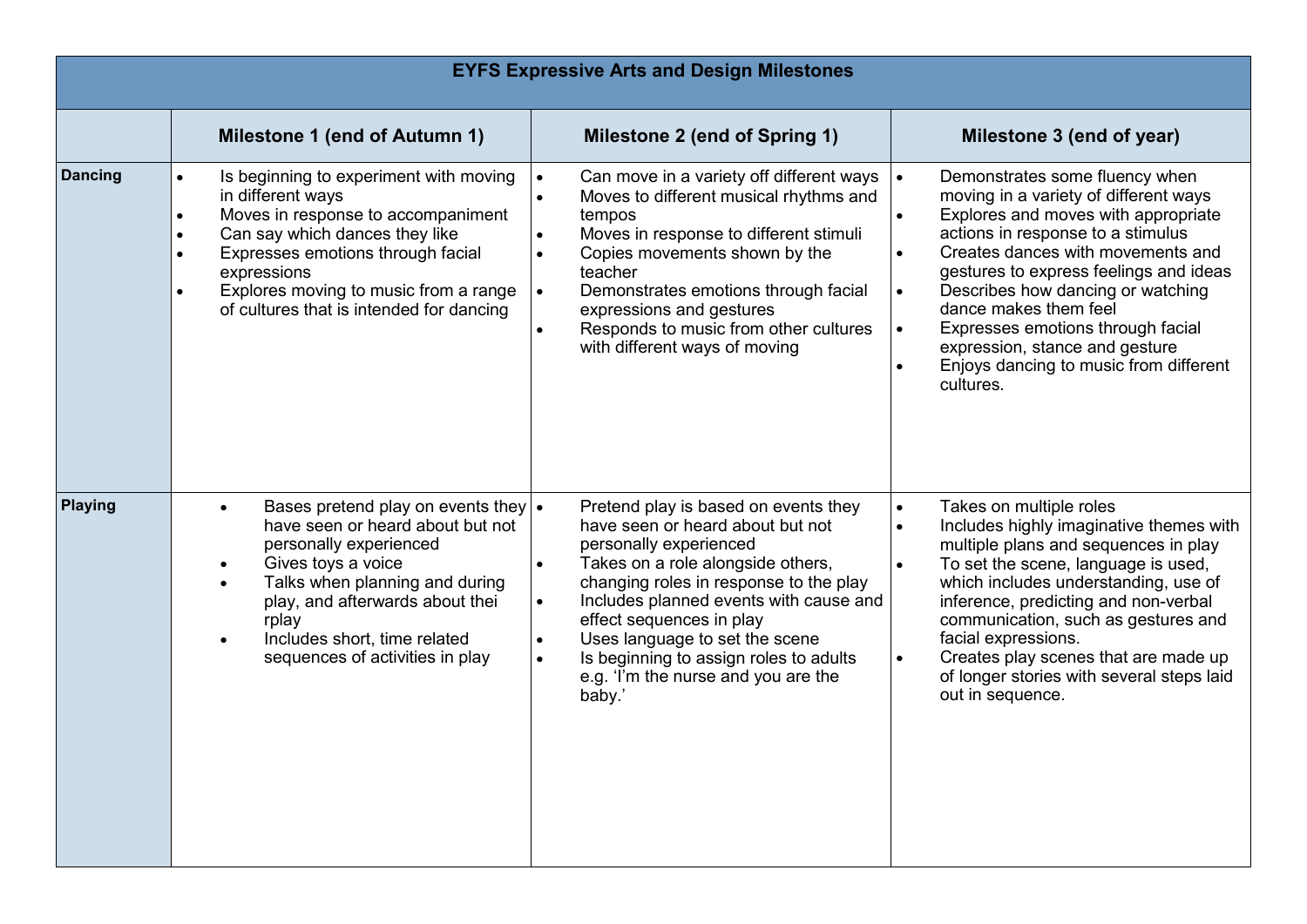| EYFS Expressive Arts and Design Milestones | | | |
|---|---|---|---|
| | **Milestone 1 (end of Autumn 1)** | **Milestone 2 (end of Spring 1)** | **Milestone 3 (end of year)** |
| **Dancing** | • Is beginning to experiment with moving in different ways<br>• Moves in response to accompaniment<br>• Can say which dances they like<br>• Expresses emotions through facial expressions<br>• Explores moving to music from a range of cultures that is intended for dancing | • Can move in a variety off different ways<br>• Moves to different musical rhythms and tempos<br>• Moves in response to different stimuli<br>• Copies movements shown by the teacher<br>• Demonstrates emotions through facial expressions and gestures<br>• Responds to music from other cultures with different ways of moving | • Demonstrates some fluency when moving in a variety of different ways<br>• Explores and moves with appropriate actions in response to a stimulus<br>• Creates dances with movements and gestures to express feelings and ideas<br>• Describes how dancing or watching dance makes them feel<br>• Expresses emotions through facial expression, stance and gesture<br>• Enjoys dancing to music from different cultures. |
| **Playing** | • Bases pretend play on events they have seen or heard about but not personally experienced<br>• Gives toys a voice<br>• Talks when planning and during play, and afterwards about thei rplay<br>• Includes short, time related sequences of activities in play | • Pretend play is based on events they have seen or heard about but not personally experienced<br>• Takes on a role alongside others, changing roles in response to the play<br>• Includes planned events with cause and effect sequences in play<br>• Uses language to set the scene<br>• Is beginning to assign roles to adults e.g. 'I'm the nurse and you are the baby.' | • Takes on multiple roles<br>• Includes highly imaginative themes with multiple plans and sequences in play<br>• To set the scene, language is used, which includes understanding, use of inference, predicting and non-verbal communication, such as gestures and facial expressions.<br>• Creates play scenes that are made up of longer stories with several steps laid out in sequence. |